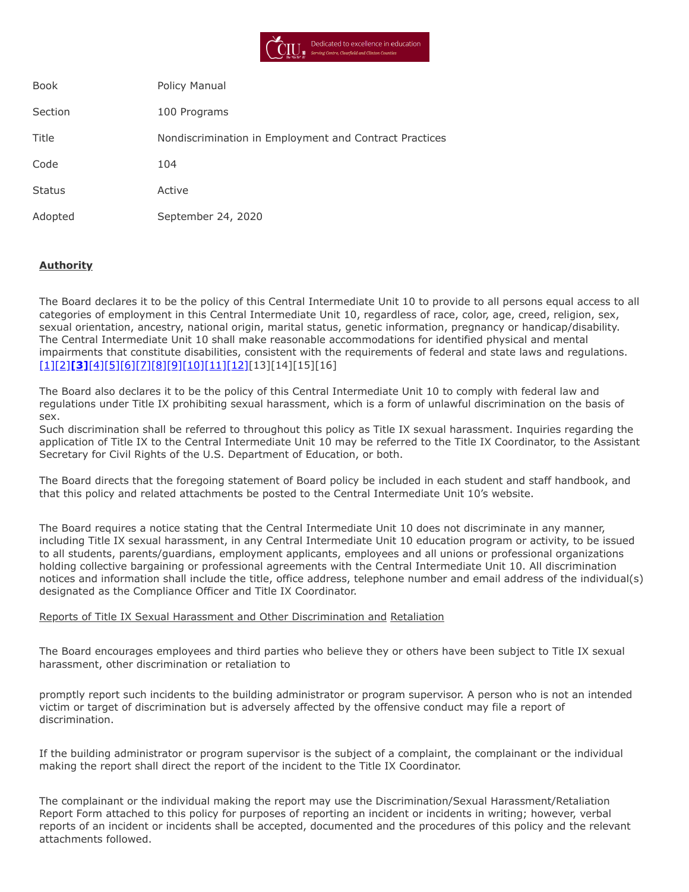| Book | Policy Manual |
| --- | --- |
| Section | 100 Programs |
| Title | Nondiscrimination in Employment and Contract Practices |
| Code | 104 |
| Status | Active |
| Adopted | September 24, 2020 |

## Authority

The Board declares it to be the policy of this Central Intermediate Unit 10 to provide to all persons equal access to all categories of employment in this Central Intermediate Unit 10, regardless of race, color, age, creed, religion, sex, sexual orientation, ancestry, national origin, marital status, genetic information, pregnancy or handicap/disability. The Central Intermediate Unit 10 shall make reasonable accommodations for identified physical and mental impairments that constitute disabilities, consistent with the requirements of federal and state laws and regulations. [1][2][3][4][5][6][7][8][9][10][11][12][13][14][15][16]

The Board also declares it to be the policy of this Central Intermediate Unit 10 to comply with federal law and regulations under Title IX prohibiting sexual harassment, which is a form of unlawful discrimination on the basis of sex.
Such discrimination shall be referred to throughout this policy as Title IX sexual harassment. Inquiries regarding the application of Title IX to the Central Intermediate Unit 10 may be referred to the Title IX Coordinator, to the Assistant Secretary for Civil Rights of the U.S. Department of Education, or both.

The Board directs that the foregoing statement of Board policy be included in each student and staff handbook, and that this policy and related attachments be posted to the Central Intermediate Unit 10's website.

The Board requires a notice stating that the Central Intermediate Unit 10 does not discriminate in any manner, including Title IX sexual harassment, in any Central Intermediate Unit 10 education program or activity, to be issued to all students, parents/guardians, employment applicants, employees and all unions or professional organizations holding collective bargaining or professional agreements with the Central Intermediate Unit 10. All discrimination notices and information shall include the title, office address, telephone number and email address of the individual(s) designated as the Compliance Officer and Title IX Coordinator.

Reports of Title IX Sexual Harassment and Other Discrimination and Retaliation

The Board encourages employees and third parties who believe they or others have been subject to Title IX sexual harassment, other discrimination or retaliation to

promptly report such incidents to the building administrator or program supervisor. A person who is not an intended victim or target of discrimination but is adversely affected by the offensive conduct may file a report of discrimination.

If the building administrator or program supervisor is the subject of a complaint, the complainant or the individual making the report shall direct the report of the incident to the Title IX Coordinator.

The complainant or the individual making the report may use the Discrimination/Sexual Harassment/Retaliation Report Form attached to this policy for purposes of reporting an incident or incidents in writing; however, verbal reports of an incident or incidents shall be accepted, documented and the procedures of this policy and the relevant attachments followed.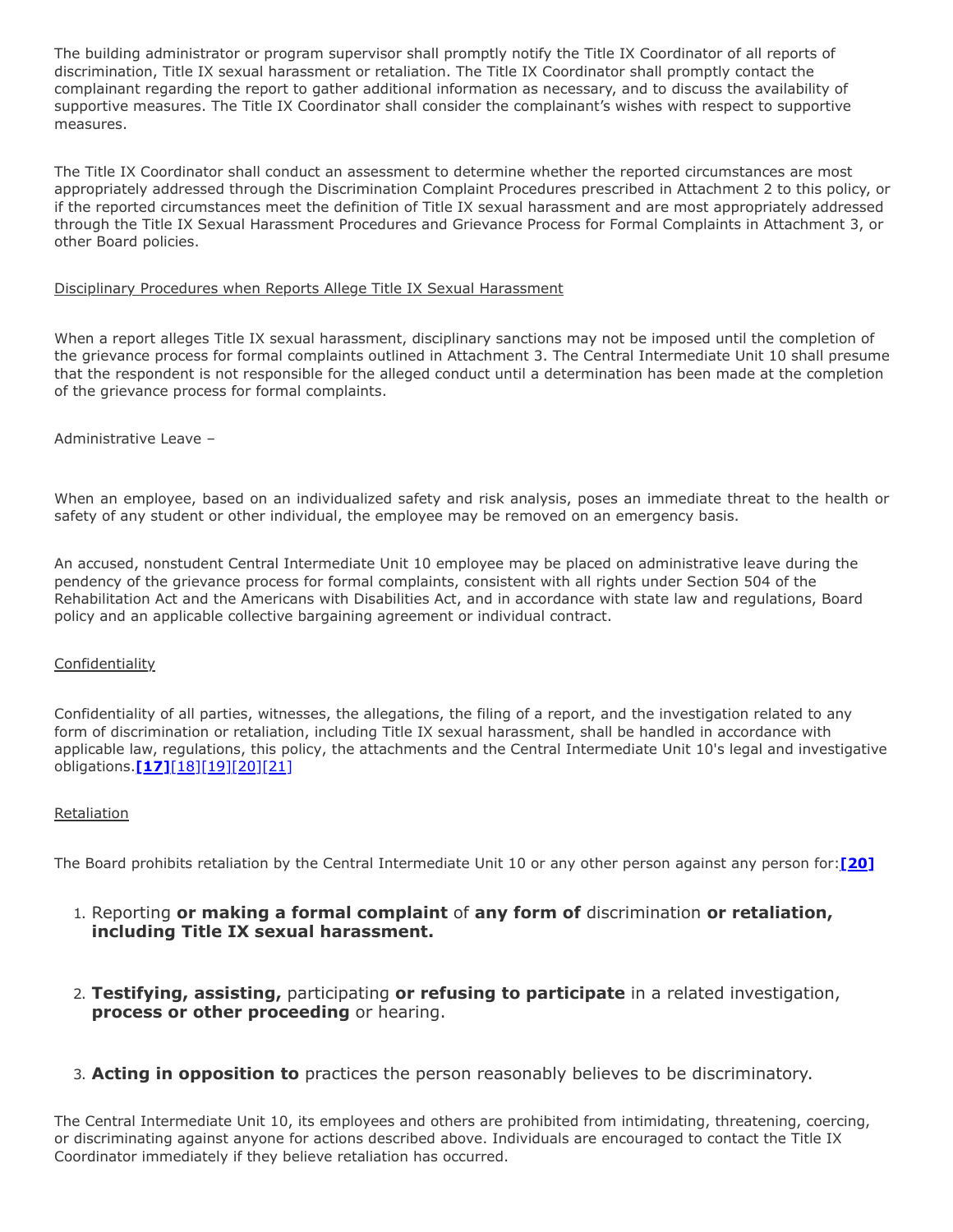The building administrator or program supervisor shall promptly notify the Title IX Coordinator of all reports of discrimination, Title IX sexual harassment or retaliation. The Title IX Coordinator shall promptly contact the complainant regarding the report to gather additional information as necessary, and to discuss the availability of supportive measures. The Title IX Coordinator shall consider the complainant's wishes with respect to supportive measures.

The Title IX Coordinator shall conduct an assessment to determine whether the reported circumstances are most appropriately addressed through the Discrimination Complaint Procedures prescribed in Attachment 2 to this policy, or if the reported circumstances meet the definition of Title IX sexual harassment and are most appropriately addressed through the Title IX Sexual Harassment Procedures and Grievance Process for Formal Complaints in Attachment 3, or other Board policies.

Disciplinary Procedures when Reports Allege Title IX Sexual Harassment

When a report alleges Title IX sexual harassment, disciplinary sanctions may not be imposed until the completion of the grievance process for formal complaints outlined in Attachment 3. The Central Intermediate Unit 10 shall presume that the respondent is not responsible for the alleged conduct until a determination has been made at the completion of the grievance process for formal complaints.

Administrative Leave –

When an employee, based on an individualized safety and risk analysis, poses an immediate threat to the health or safety of any student or other individual, the employee may be removed on an emergency basis.

An accused, nonstudent Central Intermediate Unit 10 employee may be placed on administrative leave during the pendency of the grievance process for formal complaints, consistent with all rights under Section 504 of the Rehabilitation Act and the Americans with Disabilities Act, and in accordance with state law and regulations, Board policy and an applicable collective bargaining agreement or individual contract.

Confidentiality

Confidentiality of all parties, witnesses, the allegations, the filing of a report, and the investigation related to any form of discrimination or retaliation, including Title IX sexual harassment, shall be handled in accordance with applicable law, regulations, this policy, the attachments and the Central Intermediate Unit 10's legal and investigative obligations.**[17]**[18][19][20][21]

Retaliation

The Board prohibits retaliation by the Central Intermediate Unit 10 or any other person against any person for:**[20]**

1. Reporting **or making a formal complaint** of **any form of** discrimination **or retaliation, including Title IX sexual harassment.**
2. **Testifying, assisting,** participating **or refusing to participate** in a related investigation, **process or other proceeding** or hearing.
3. **Acting in opposition to** practices the person reasonably believes to be discriminatory.

The Central Intermediate Unit 10, its employees and others are prohibited from intimidating, threatening, coercing, or discriminating against anyone for actions described above. Individuals are encouraged to contact the Title IX Coordinator immediately if they believe retaliation has occurred.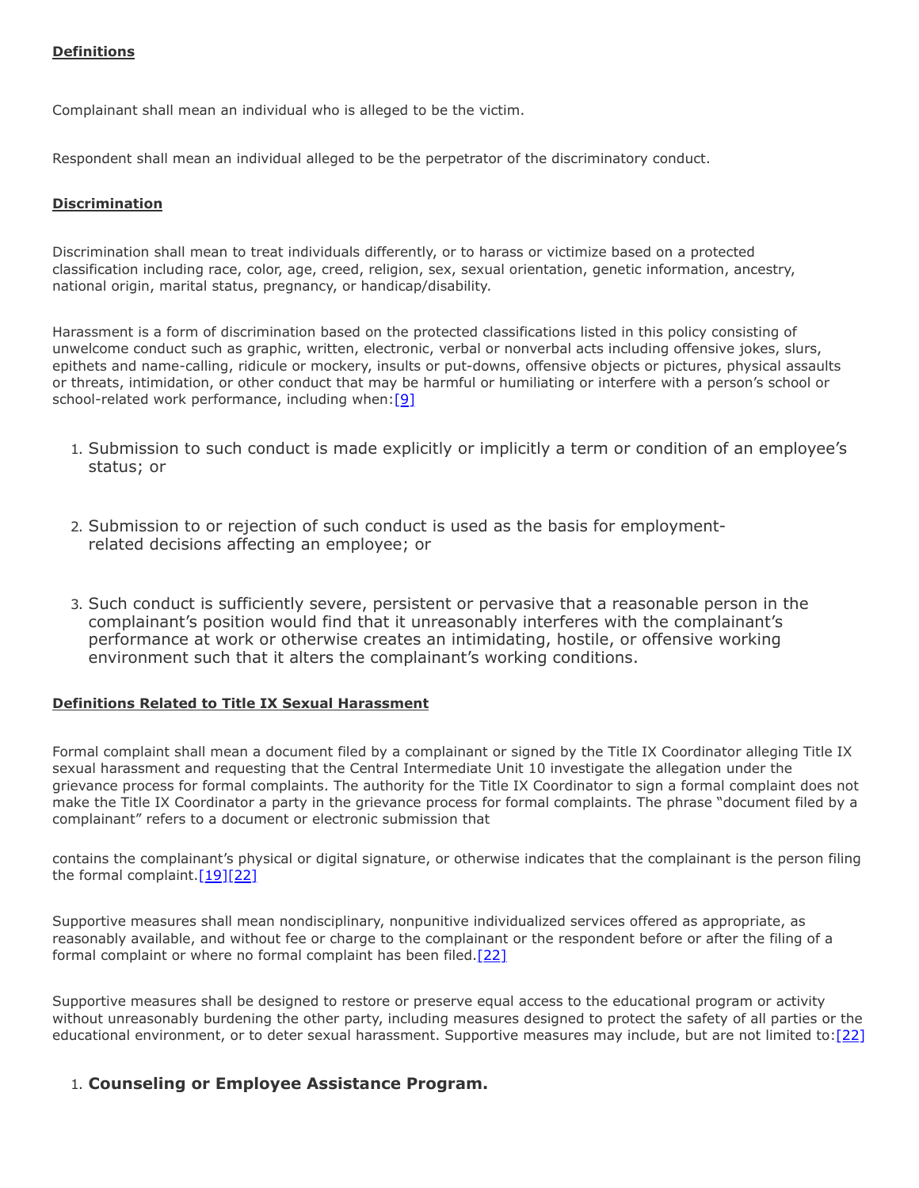**Definitions**

Complainant shall mean an individual who is alleged to be the victim.

Respondent shall mean an individual alleged to be the perpetrator of the discriminatory conduct.

**Discrimination**

Discrimination shall mean to treat individuals differently, or to harass or victimize based on a protected classification including race, color, age, creed, religion, sex, sexual orientation, genetic information, ancestry, national origin, marital status, pregnancy, or handicap/disability.

Harassment is a form of discrimination based on the protected classifications listed in this policy consisting of unwelcome conduct such as graphic, written, electronic, verbal or nonverbal acts including offensive jokes, slurs, epithets and name-calling, ridicule or mockery, insults or put-downs, offensive objects or pictures, physical assaults or threats, intimidation, or other conduct that may be harmful or humiliating or interfere with a person's school or school-related work performance, including when:[9]

1. Submission to such conduct is made explicitly or implicitly a term or condition of an employee's status; or
2. Submission to or rejection of such conduct is used as the basis for employment-related decisions affecting an employee; or
3. Such conduct is sufficiently severe, persistent or pervasive that a reasonable person in the complainant's position would find that it unreasonably interferes with the complainant's performance at work or otherwise creates an intimidating, hostile, or offensive working environment such that it alters the complainant's working conditions.

**Definitions Related to Title IX Sexual Harassment**

Formal complaint shall mean a document filed by a complainant or signed by the Title IX Coordinator alleging Title IX sexual harassment and requesting that the Central Intermediate Unit 10 investigate the allegation under the grievance process for formal complaints. The authority for the Title IX Coordinator to sign a formal complaint does not make the Title IX Coordinator a party in the grievance process for formal complaints. The phrase "document filed by a complainant" refers to a document or electronic submission that contains the complainant's physical or digital signature, or otherwise indicates that the complainant is the person filing the formal complaint.[19][22]

Supportive measures shall mean nondisciplinary, nonpunitive individualized services offered as appropriate, as reasonably available, and without fee or charge to the complainant or the respondent before or after the filing of a formal complaint or where no formal complaint has been filed.[22]

Supportive measures shall be designed to restore or preserve equal access to the educational program or activity without unreasonably burdening the other party, including measures designed to protect the safety of all parties or the educational environment, or to deter sexual harassment. Supportive measures may include, but are not limited to:[22]

1. **Counseling or Employee Assistance Program.**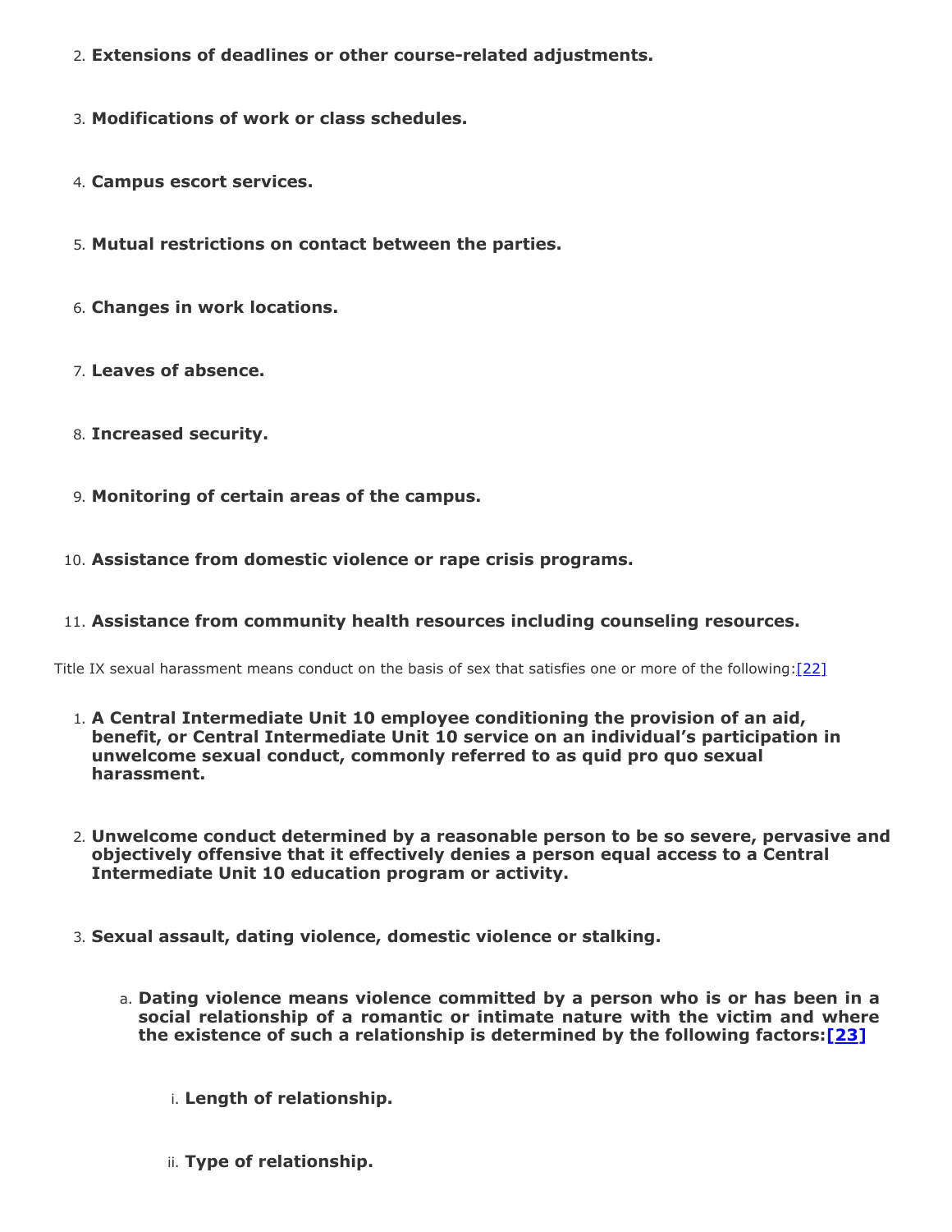2. **Extensions of deadlines or other course-related adjustments.**
3. **Modifications of work or class schedules.**
4. **Campus escort services.**
5. **Mutual restrictions on contact between the parties.**
6. **Changes in work locations.**
7. **Leaves of absence.**
8. **Increased security.**
9. **Monitoring of certain areas of the campus.**
10. **Assistance from domestic violence or rape crisis programs.**
11. **Assistance from community health resources including counseling resources.**

Title IX sexual harassment means conduct on the basis of sex that satisfies one or more of the following:[22]

1. **A Central Intermediate Unit 10 employee conditioning the provision of an aid, benefit, or Central Intermediate Unit 10 service on an individual's participation in unwelcome sexual conduct, commonly referred to as quid pro quo sexual harassment.**
2. **Unwelcome conduct determined by a reasonable person to be so severe, pervasive and objectively offensive that it effectively denies a person equal access to a Central Intermediate Unit 10 education program or activity.**
3. **Sexual assault, dating violence, domestic violence or stalking.**
    a. **Dating violence means violence committed by a person who is or has been in a social relationship of a romantic or intimate nature with the victim and where the existence of such a relationship is determined by the following factors:[23]**
        i. **Length of relationship.**
        ii. **Type of relationship.**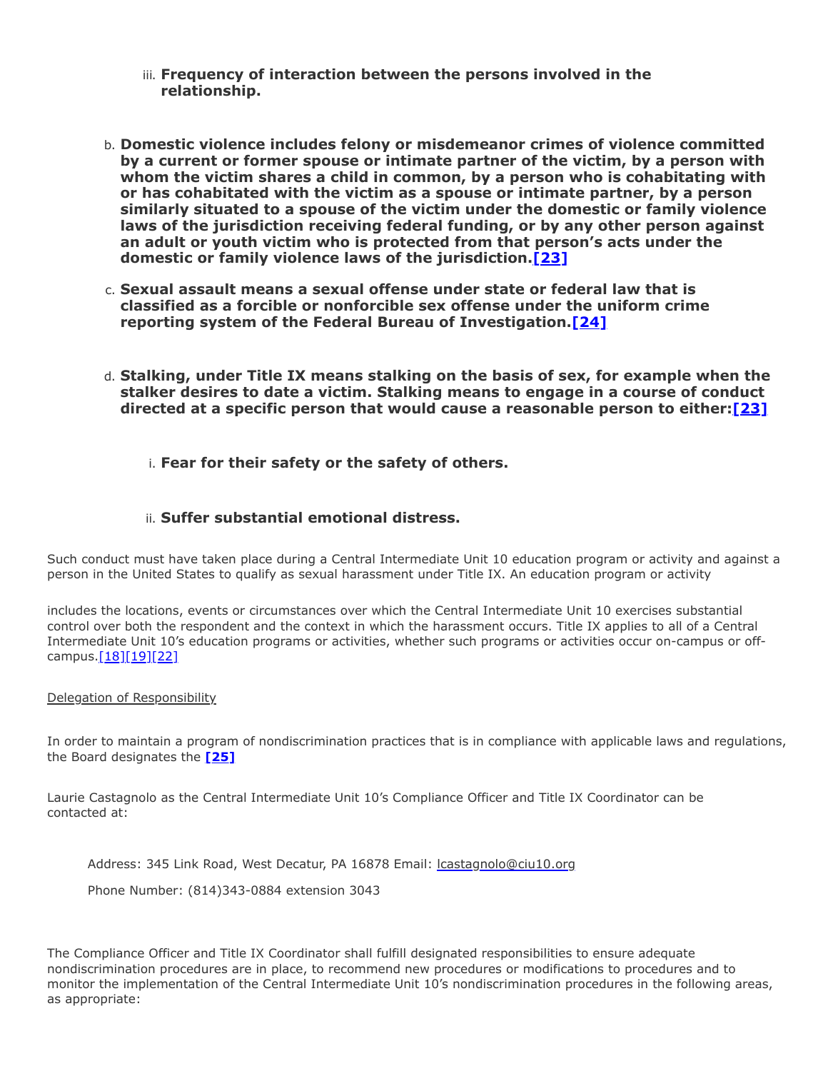iii. **Frequency of interaction between the persons involved in the relationship.**

b. **Domestic violence includes felony or misdemeanor crimes of violence committed by a current or former spouse or intimate partner of the victim, by a person with whom the victim shares a child in common, by a person who is cohabitating with or has cohabitated with the victim as a spouse or intimate partner, by a person similarly situated to a spouse of the victim under the domestic or family violence laws of the jurisdiction receiving federal funding, or by any other person against an adult or youth victim who is protected from that person's acts under the domestic or family violence laws of the jurisdiction.[23]**

c. **Sexual assault means a sexual offense under state or federal law that is classified as a forcible or nonforcible sex offense under the uniform crime reporting system of the Federal Bureau of Investigation.[24]**

d. **Stalking, under Title IX means stalking on the basis of sex, for example when the stalker desires to date a victim. Stalking means to engage in a course of conduct directed at a specific person that would cause a reasonable person to either:[23]**

   i. **Fear for their safety or the safety of others.**

   ii. **Suffer substantial emotional distress.**

Such conduct must have taken place during a Central Intermediate Unit 10 education program or activity and against a person in the United States to qualify as sexual harassment under Title IX. An education program or activity

includes the locations, events or circumstances over which the Central Intermediate Unit 10 exercises substantial control over both the respondent and the context in which the harassment occurs. Title IX applies to all of a Central Intermediate Unit 10's education programs or activities, whether such programs or activities occur on-campus or off-campus.[18][19][22]

Delegation of Responsibility

In order to maintain a program of nondiscrimination practices that is in compliance with applicable laws and regulations, the Board designates the **[25]**

Laurie Castagnolo as the Central Intermediate Unit 10's Compliance Officer and Title IX Coordinator can be contacted at:

Address: 345 Link Road, West Decatur, PA 16878 Email: lcastagnolo@ciu10.org

Phone Number: (814)343-0884 extension 3043

The Compliance Officer and Title IX Coordinator shall fulfill designated responsibilities to ensure adequate nondiscrimination procedures are in place, to recommend new procedures or modifications to procedures and to monitor the implementation of the Central Intermediate Unit 10's nondiscrimination procedures in the following areas, as appropriate: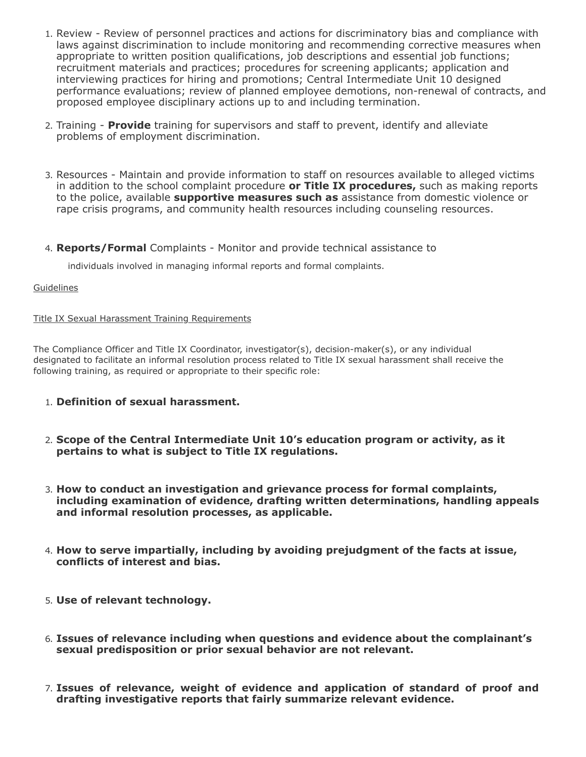1. Review - Review of personnel practices and actions for discriminatory bias and compliance with laws against discrimination to include monitoring and recommending corrective measures when appropriate to written position qualifications, job descriptions and essential job functions; recruitment materials and practices; procedures for screening applicants; application and interviewing practices for hiring and promotions; Central Intermediate Unit 10 designed performance evaluations; review of planned employee demotions, non-renewal of contracts, and proposed employee disciplinary actions up to and including termination.

2. Training - **Provide** training for supervisors and staff to prevent, identify and alleviate problems of employment discrimination.

3. Resources - Maintain and provide information to staff on resources available to alleged victims in addition to the school complaint procedure **or Title IX procedures,** such as making reports to the police, available **supportive measures such as** assistance from domestic violence or rape crisis programs, and community health resources including counseling resources.

4. **Reports/Formal** Complaints - Monitor and provide technical assistance to individuals involved in managing informal reports and formal complaints.

Guidelines

Title IX Sexual Harassment Training Requirements

The Compliance Officer and Title IX Coordinator, investigator(s), decision-maker(s), or any individual designated to facilitate an informal resolution process related to Title IX sexual harassment shall receive the following training, as required or appropriate to their specific role:

1. **Definition of sexual harassment.**

2. **Scope of the Central Intermediate Unit 10's education program or activity, as it pertains to what is subject to Title IX regulations.**

3. **How to conduct an investigation and grievance process for formal complaints, including examination of evidence, drafting written determinations, handling appeals and informal resolution processes, as applicable.**

4. **How to serve impartially, including by avoiding prejudgment of the facts at issue, conflicts of interest and bias.**

5. **Use of relevant technology.**

6. **Issues of relevance including when questions and evidence about the complainant's sexual predisposition or prior sexual behavior are not relevant.**

7. **Issues of relevance, weight of evidence and application of standard of proof and drafting investigative reports that fairly summarize relevant evidence.**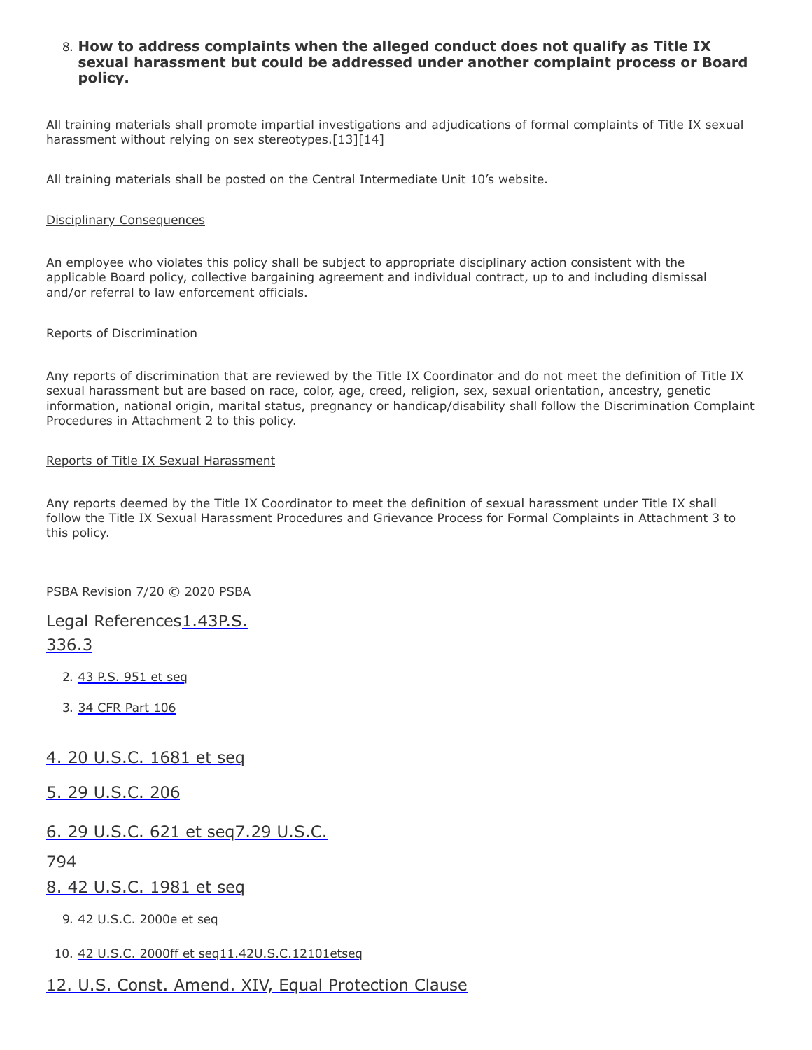8. **How to address complaints when the alleged conduct does not qualify as Title IX sexual harassment but could be addressed under another complaint process or Board policy.**

All training materials shall promote impartial investigations and adjudications of formal complaints of Title IX sexual harassment without relying on sex stereotypes.[13][14]

All training materials shall be posted on the Central Intermediate Unit 10's website.

Disciplinary Consequences

An employee who violates this policy shall be subject to appropriate disciplinary action consistent with the applicable Board policy, collective bargaining agreement and individual contract, up to and including dismissal and/or referral to law enforcement officials.

Reports of Discrimination

Any reports of discrimination that are reviewed by the Title IX Coordinator and do not meet the definition of Title IX sexual harassment but are based on race, color, age, creed, religion, sex, sexual orientation, ancestry, genetic information, national origin, marital status, pregnancy or handicap/disability shall follow the Discrimination Complaint Procedures in Attachment 2 to this policy.

Reports of Title IX Sexual Harassment

Any reports deemed by the Title IX Coordinator to meet the definition of sexual harassment under Title IX shall follow the Title IX Sexual Harassment Procedures and Grievance Process for Formal Complaints in Attachment 3 to this policy.

PSBA Revision 7/20 © 2020 PSBA

Legal References1.43P.S. 336.3

2. 43 P.S. 951 et seq
3. 34 CFR Part 106

4. 20 U.S.C. 1681 et seq

5. 29 U.S.C. 206

6. 29 U.S.C. 621 et seq7.29 U.S.C. 794

8. 42 U.S.C. 1981 et seq

9. 42 U.S.C. 2000e et seq
10. 42 U.S.C. 2000ff et seq11.42U.S.C.12101etseq

12. U.S. Const. Amend. XIV, Equal Protection Clause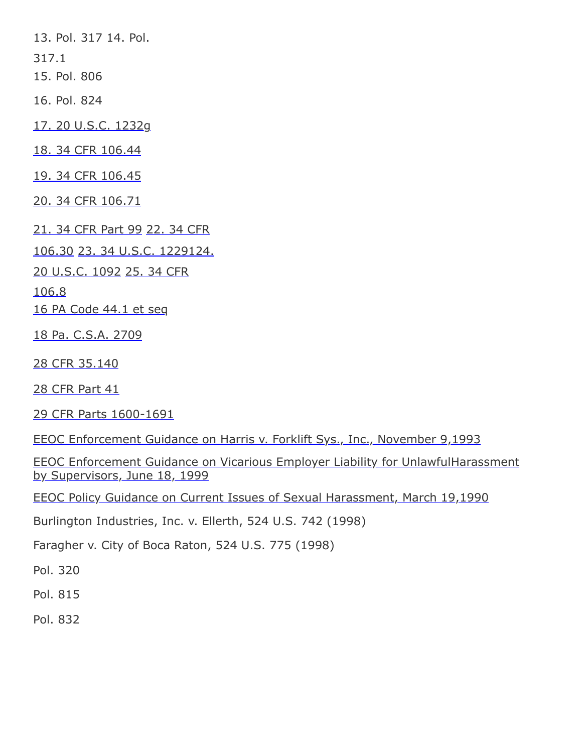13. Pol. 317 14. Pol.

317.1

15. Pol. 806

16. Pol. 824

17. 20 U.S.C. 1232g

18. 34 CFR 106.44

19. 34 CFR 106.45

20. 34 CFR 106.71

21. 34 CFR Part 99 22. 34 CFR 106.30 23. 34 U.S.C. 1229124. 20 U.S.C. 1092 25. 34 CFR 106.8

16 PA Code 44.1 et seq

18 Pa. C.S.A. 2709

28 CFR 35.140

28 CFR Part 41

29 CFR Parts 1600-1691

EEOC Enforcement Guidance on Harris v. Forklift Sys., Inc., November 9,1993

EEOC Enforcement Guidance on Vicarious Employer Liability for UnlawfulHarassment by Supervisors, June 18, 1999

EEOC Policy Guidance on Current Issues of Sexual Harassment, March 19,1990

Burlington Industries, Inc. v. Ellerth, 524 U.S. 742 (1998)

Faragher v. City of Boca Raton, 524 U.S. 775 (1998)

Pol. 320

Pol. 815

Pol. 832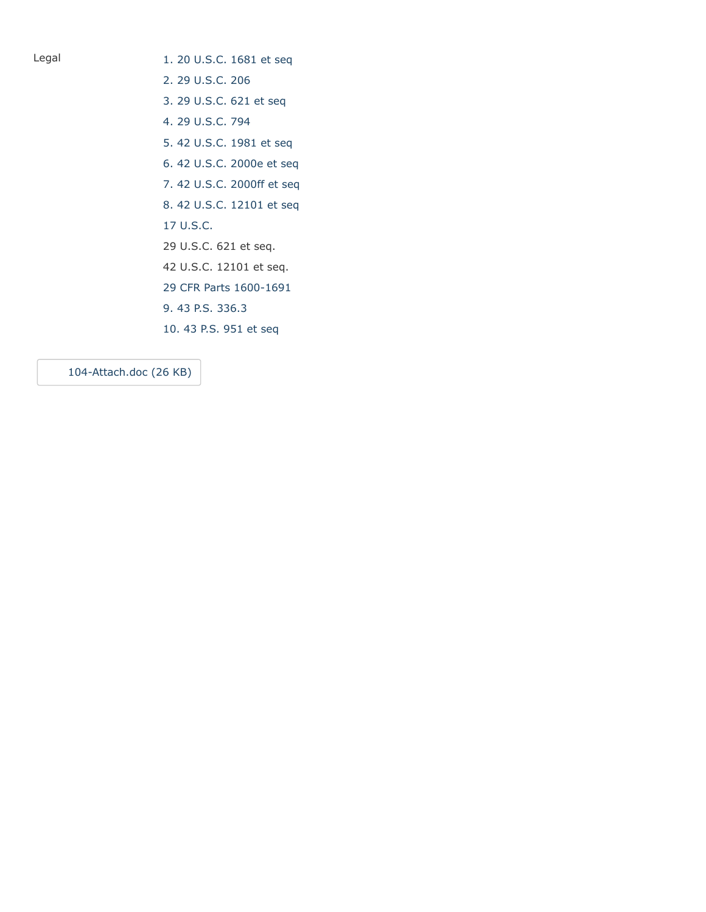Legal

1. 20 U.S.C. 1681 et seq
2. 29 U.S.C. 206
3. 29 U.S.C. 621 et seq
4. 29 U.S.C. 794
5. 42 U.S.C. 1981 et seq
6. 42 U.S.C. 2000e et seq
7. 42 U.S.C. 2000ff et seq
8. 42 U.S.C. 12101 et seq

17 U.S.C.

29 U.S.C. 621 et seq.

42 U.S.C. 12101 et seq.

29 CFR Parts 1600-1691

9. 43 P.S. 336.3
10. 43 P.S. 951 et seq

104-Attach.doc (26 KB)